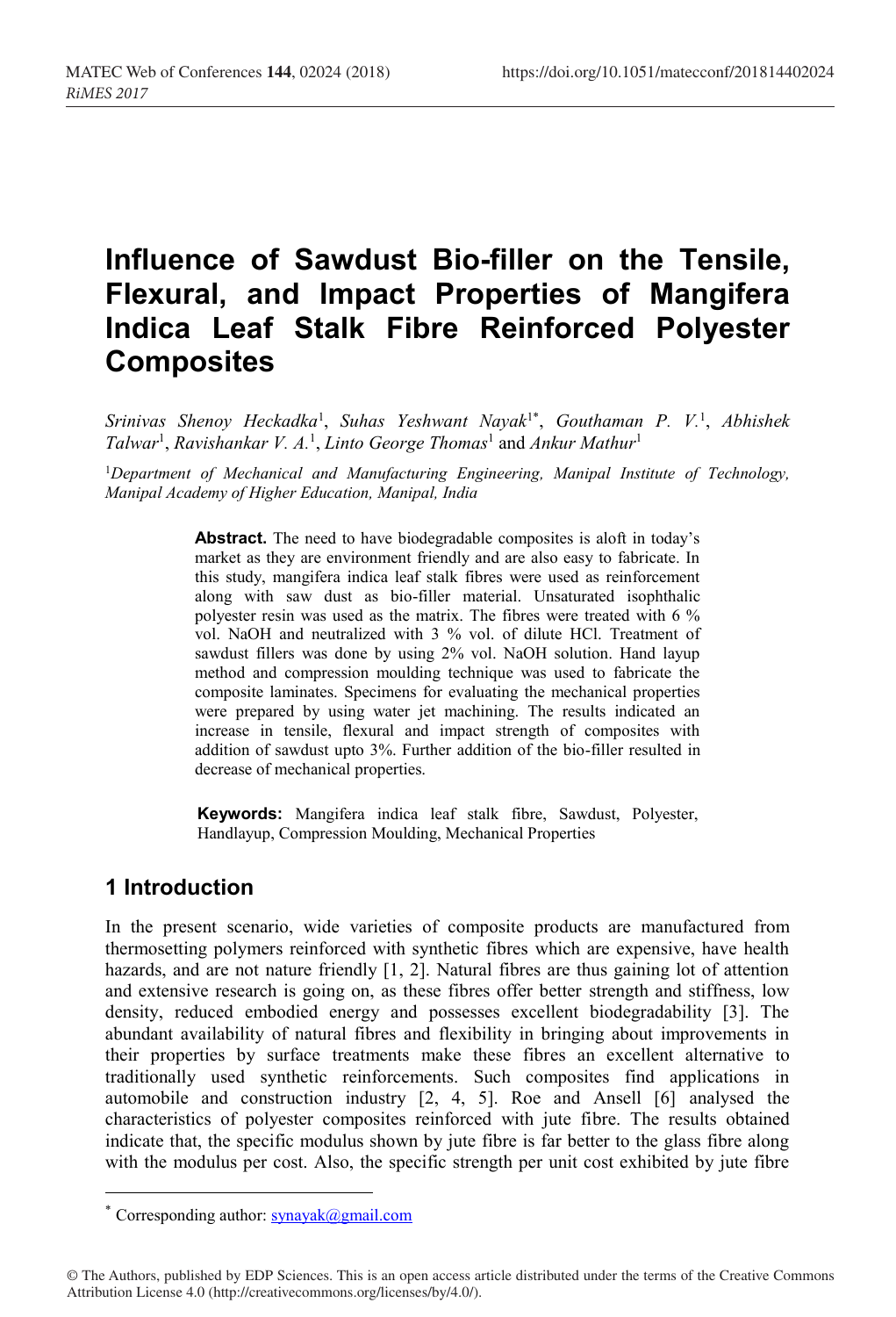# Influence of Sawdust Bio-filler on the Tensile, Flexural, and Impact Properties of Mangifera Indica Leaf Stalk Fibre Reinforced Polyester Composites

*Srinivas Shenoy Heckadka*[1], *Suhas Yeshwant Nayak*[1*], *Gouthaman P. V.*[1], *Abhishek Talwar*[1], *Ravishankar V. A.*[1], *Linto George Thomas*[1] and *Ankur Mathur*[1]

[1]*Department of Mechanical and Manufacturing Engineering, Manipal Institute of Technology, Manipal Academy of Higher Education, Manipal, India*

**Abstract.** The need to have biodegradable composites is aloft in today's market as they are environment friendly and are also easy to fabricate. In this study, mangifera indica leaf stalk fibres were used as reinforcement along with saw dust as bio-filler material. Unsaturated isophthalic polyester resin was used as the matrix. The fibres were treated with 6 % vol. NaOH and neutralized with 3 % vol. of dilute HCl. Treatment of sawdust fillers was done by using 2% vol. NaOH solution. Hand layup method and compression moulding technique was used to fabricate the composite laminates. Specimens for evaluating the mechanical properties were prepared by using water jet machining. The results indicated an increase in tensile, flexural and impact strength of composites with addition of sawdust upto 3%. Further addition of the bio-filler resulted in decrease of mechanical properties.

**Keywords:** Mangifera indica leaf stalk fibre, Sawdust, Polyester, Handlayup, Compression Moulding, Mechanical Properties

## 1 Introduction

In the present scenario, wide varieties of composite products are manufactured from thermosetting polymers reinforced with synthetic fibres which are expensive, have health hazards, and are not nature friendly [1, 2]. Natural fibres are thus gaining lot of attention and extensive research is going on, as these fibres offer better strength and stiffness, low density, reduced embodied energy and possesses excellent biodegradability [3]. The abundant availability of natural fibres and flexibility in bringing about improvements in their properties by surface treatments make these fibres an excellent alternative to traditionally used synthetic reinforcements. Such composites find applications in automobile and construction industry [2, 4, 5]. Roe and Ansell [6] analysed the characteristics of polyester composites reinforced with jute fibre. The results obtained indicate that, the specific modulus shown by jute fibre is far better to the glass fibre along with the modulus per cost. Also, the specific strength per unit cost exhibited by jute fibre

---

* Corresponding author: synayak@gmail.com

© The Authors, published by EDP Sciences. This is an open access article distributed under the terms of the Creative Commons Attribution License 4.0 (http://creativecommons.org/licenses/by/4.0/).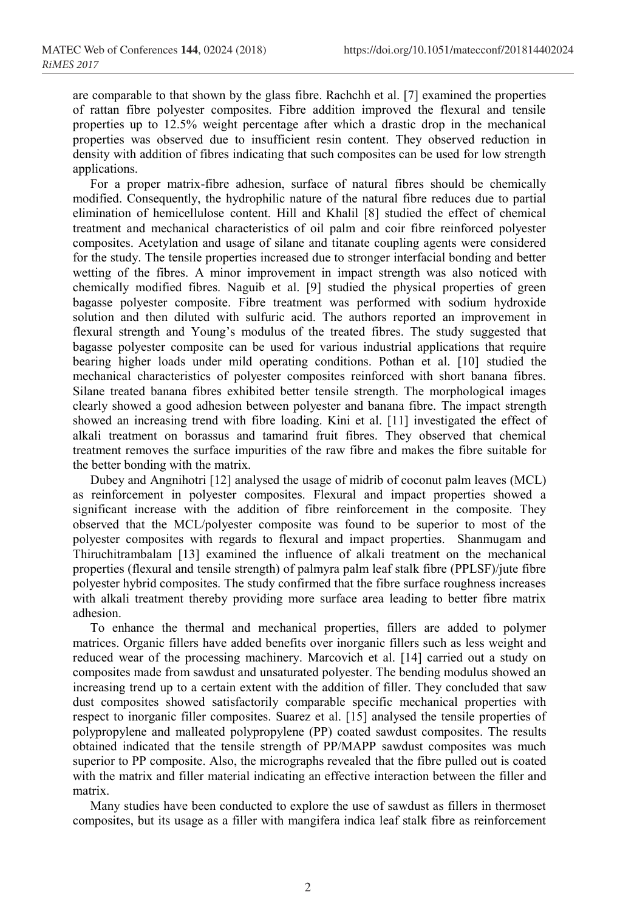are comparable to that shown by the glass fibre. Rachchh et al. [7] examined the properties of rattan fibre polyester composites. Fibre addition improved the flexural and tensile properties up to 12.5% weight percentage after which a drastic drop in the mechanical properties was observed due to insufficient resin content. They observed reduction in density with addition of fibres indicating that such composites can be used for low strength applications.

For a proper matrix-fibre adhesion, surface of natural fibres should be chemically modified. Consequently, the hydrophilic nature of the natural fibre reduces due to partial elimination of hemicellulose content. Hill and Khalil [8] studied the effect of chemical treatment and mechanical characteristics of oil palm and coir fibre reinforced polyester composites. Acetylation and usage of silane and titanate coupling agents were considered for the study. The tensile properties increased due to stronger interfacial bonding and better wetting of the fibres. A minor improvement in impact strength was also noticed with chemically modified fibres. Naguib et al. [9] studied the physical properties of green bagasse polyester composite. Fibre treatment was performed with sodium hydroxide solution and then diluted with sulfuric acid. The authors reported an improvement in flexural strength and Young's modulus of the treated fibres. The study suggested that bagasse polyester composite can be used for various industrial applications that require bearing higher loads under mild operating conditions. Pothan et al. [10] studied the mechanical characteristics of polyester composites reinforced with short banana fibres. Silane treated banana fibres exhibited better tensile strength. The morphological images clearly showed a good adhesion between polyester and banana fibre. The impact strength showed an increasing trend with fibre loading. Kini et al. [11] investigated the effect of alkali treatment on borassus and tamarind fruit fibres. They observed that chemical treatment removes the surface impurities of the raw fibre and makes the fibre suitable for the better bonding with the matrix.

Dubey and Angnihotri [12] analysed the usage of midrib of coconut palm leaves (MCL) as reinforcement in polyester composites. Flexural and impact properties showed a significant increase with the addition of fibre reinforcement in the composite. They observed that the MCL/polyester composite was found to be superior to most of the polyester composites with regards to flexural and impact properties. Shanmugam and Thiruchitrambalam [13] examined the influence of alkali treatment on the mechanical properties (flexural and tensile strength) of palmyra palm leaf stalk fibre (PPLSF)/jute fibre polyester hybrid composites. The study confirmed that the fibre surface roughness increases with alkali treatment thereby providing more surface area leading to better fibre matrix adhesion.

To enhance the thermal and mechanical properties, fillers are added to polymer matrices. Organic fillers have added benefits over inorganic fillers such as less weight and reduced wear of the processing machinery. Marcovich et al. [14] carried out a study on composites made from sawdust and unsaturated polyester. The bending modulus showed an increasing trend up to a certain extent with the addition of filler. They concluded that saw dust composites showed satisfactorily comparable specific mechanical properties with respect to inorganic filler composites. Suarez et al. [15] analysed the tensile properties of polypropylene and malleated polypropylene (PP) coated sawdust composites. The results obtained indicated that the tensile strength of PP/MAPP sawdust composites was much superior to PP composite. Also, the micrographs revealed that the fibre pulled out is coated with the matrix and filler material indicating an effective interaction between the filler and matrix.

Many studies have been conducted to explore the use of sawdust as fillers in thermoset composites, but its usage as a filler with mangifera indica leaf stalk fibre as reinforcement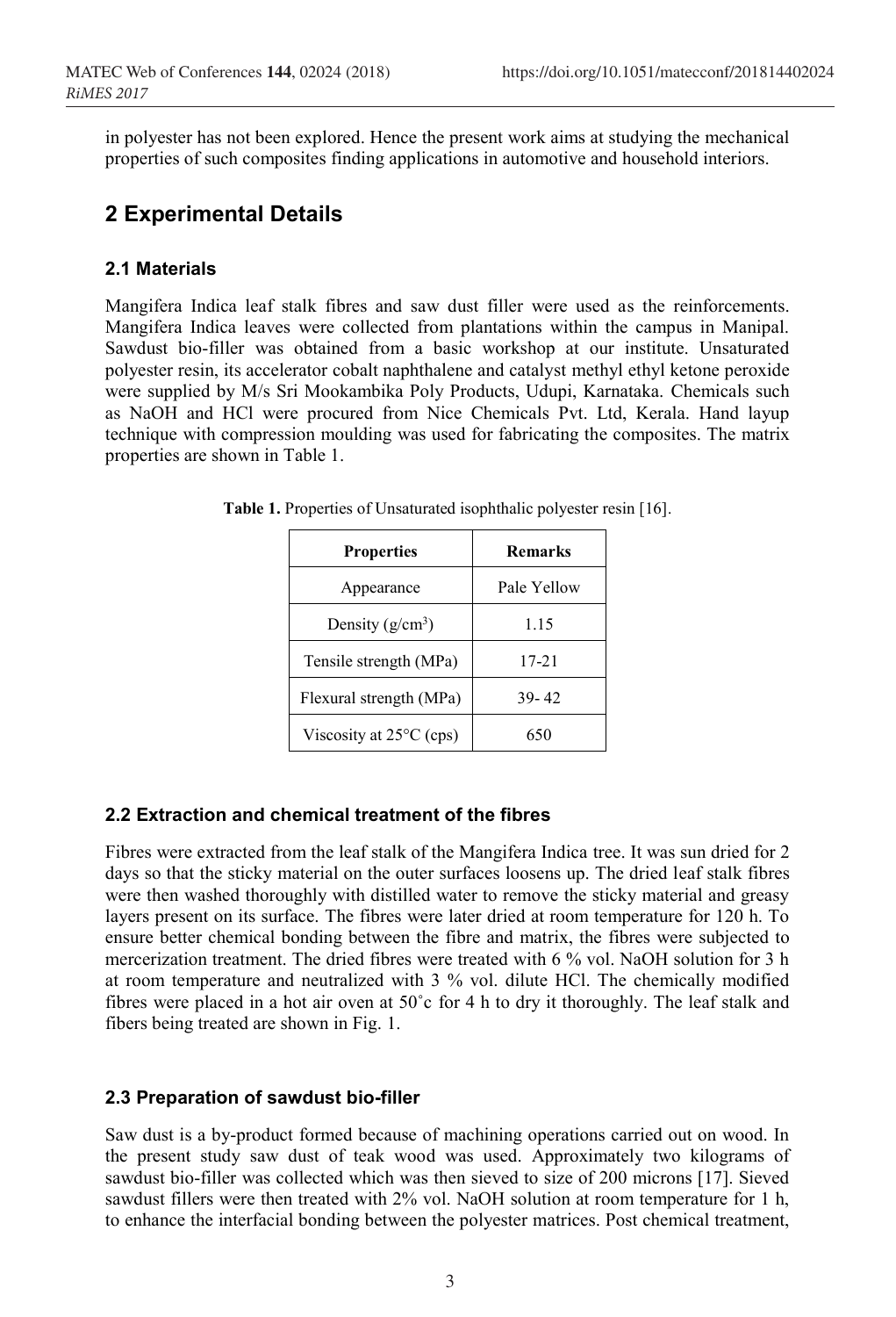in polyester has not been explored. Hence the present work aims at studying the mechanical properties of such composites finding applications in automotive and household interiors.

## 2 Experimental Details

### 2.1 Materials

Mangifera Indica leaf stalk fibres and saw dust filler were used as the reinforcements. Mangifera Indica leaves were collected from plantations within the campus in Manipal. Sawdust bio-filler was obtained from a basic workshop at our institute. Unsaturated polyester resin, its accelerator cobalt naphthalene and catalyst methyl ethyl ketone peroxide were supplied by M/s Sri Mookambika Poly Products, Udupi, Karnataka. Chemicals such as NaOH and HCl were procured from Nice Chemicals Pvt. Ltd, Kerala. Hand layup technique with compression moulding was used for fabricating the composites. The matrix properties are shown in Table 1.

**Table 1.** Properties of Unsaturated isophthalic polyester resin [16].

| Properties | Remarks |
|---|---|
| Appearance | Pale Yellow |
| Density ($g/cm^3$) | 1.15 |
| Tensile strength (MPa) | 17-21 |
| Flexural strength (MPa) | 39- 42 |
| Viscosity at 25°C (cps) | 650 |

### 2.2 Extraction and chemical treatment of the fibres

Fibres were extracted from the leaf stalk of the Mangifera Indica tree. It was sun dried for 2 days so that the sticky material on the outer surfaces loosens up. The dried leaf stalk fibres were then washed thoroughly with distilled water to remove the sticky material and greasy layers present on its surface. The fibres were later dried at room temperature for 120 h. To ensure better chemical bonding between the fibre and matrix, the fibres were subjected to mercerization treatment. The dried fibres were treated with 6 % vol. NaOH solution for 3 h at room temperature and neutralized with 3 % vol. dilute HCl. The chemically modified fibres were placed in a hot air oven at 50˚c for 4 h to dry it thoroughly. The leaf stalk and fibers being treated are shown in Fig. 1.

### 2.3 Preparation of sawdust bio-filler

Saw dust is a by-product formed because of machining operations carried out on wood. In the present study saw dust of teak wood was used. Approximately two kilograms of sawdust bio-filler was collected which was then sieved to size of 200 microns [17]. Sieved sawdust fillers were then treated with 2% vol. NaOH solution at room temperature for 1 h, to enhance the interfacial bonding between the polyester matrices. Post chemical treatment,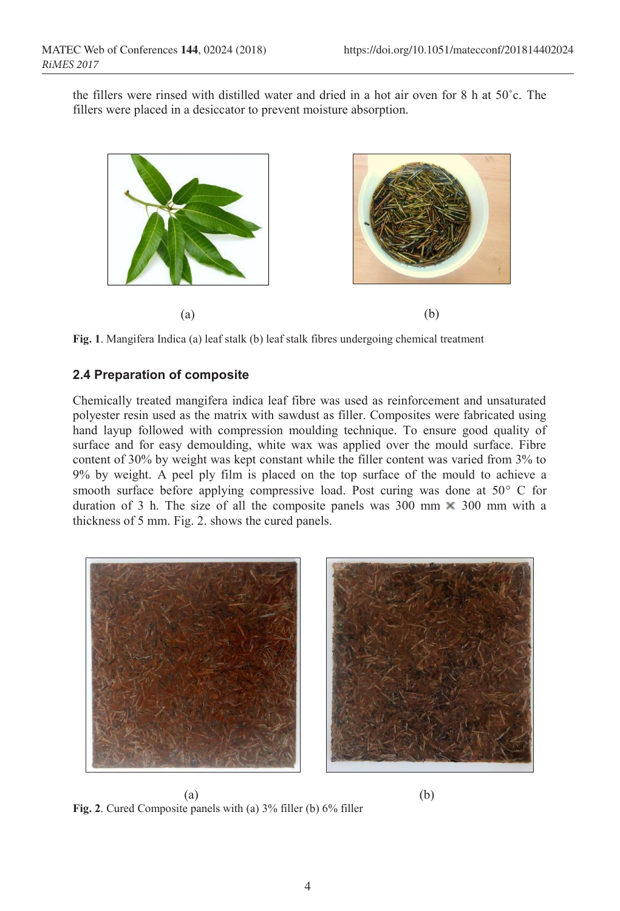the fillers were rinsed with distilled water and dried in a hot air oven for 8 h at 50˚c. The fillers were placed in a desiccator to prevent moisture absorption.

(a) (b)

**Fig. 1**. Mangifera Indica (a) leaf stalk (b) leaf stalk fibres undergoing chemical treatment

### 2.4 Preparation of composite

Chemically treated mangifera indica leaf fibre was used as reinforcement and unsaturated polyester resin used as the matrix with sawdust as filler. Composites were fabricated using hand layup followed with compression moulding technique. To ensure good quality of surface and for easy demoulding, white wax was applied over the mould surface. Fibre content of 30% by weight was kept constant while the filler content was varied from 3% to 9% by weight. A peel ply film is placed on the top surface of the mould to achieve a smooth surface before applying compressive load. Post curing was done at 50° C for duration of 3 h. The size of all the composite panels was 300 mm × 300 mm with a thickness of 5 mm. Fig. 2. shows the cured panels.

(a) (b)

**Fig. 2**. Cured Composite panels with (a) 3% filler (b) 6% filler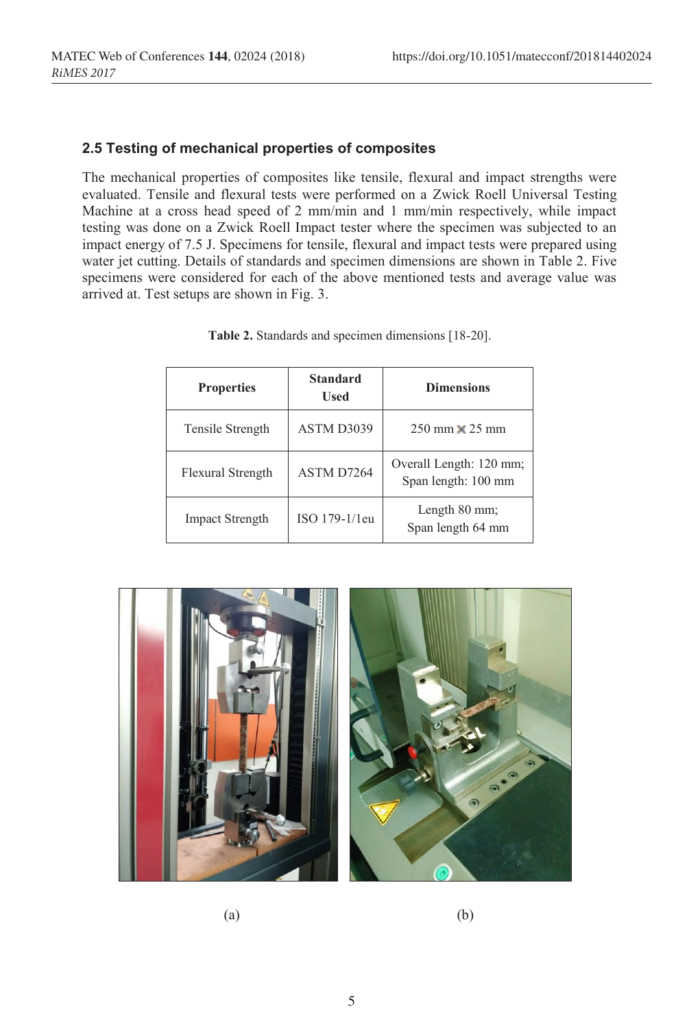### 2.5 Testing of mechanical properties of composites

The mechanical properties of composites like tensile, flexural and impact strengths were evaluated. Tensile and flexural tests were performed on a Zwick Roell Universal Testing Machine at a cross head speed of 2 mm/min and 1 mm/min respectively, while impact testing was done on a Zwick Roell Impact tester where the specimen was subjected to an impact energy of 7.5 J. Specimens for tensile, flexural and impact tests were prepared using water jet cutting. Details of standards and specimen dimensions are shown in Table 2. Five specimens were considered for each of the above mentioned tests and average value was arrived at. Test setups are shown in Fig. 3.

**Table 2.** Standards and specimen dimensions [18-20].

| Properties | Standard Used | Dimensions |
|---|---|---|
| Tensile Strength | ASTM D3039 | 250 mm × 25 mm |
| Flexural Strength | ASTM D7264 | Overall Length: 120 mm; Span length: 100 mm |
| Impact Strength | ISO 179-1/1eu | Length 80 mm; Span length 64 mm |

(a)

(b)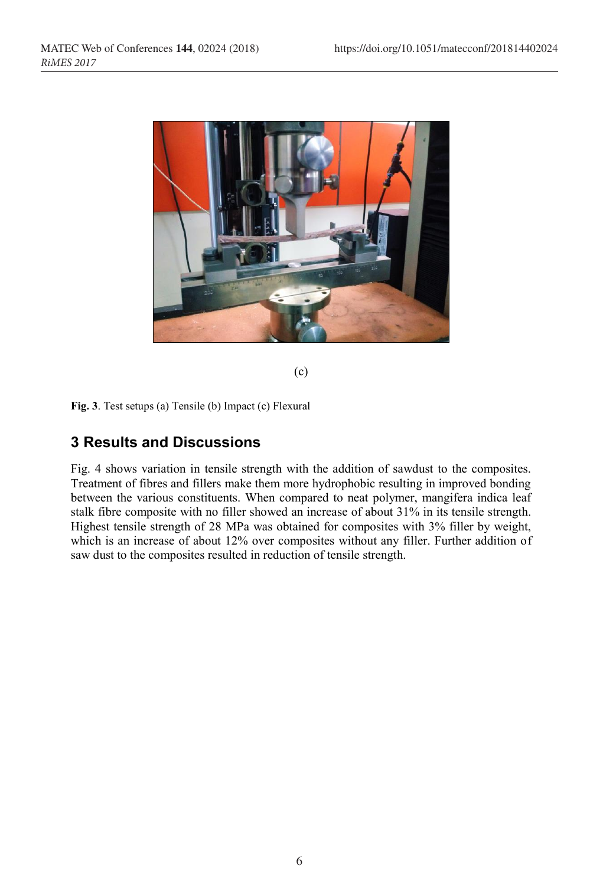(c)

**Fig. 3**. Test setups (a) Tensile (b) Impact (c) Flexural

## 3 Results and Discussions

Fig. 4 shows variation in tensile strength with the addition of sawdust to the composites. Treatment of fibres and fillers make them more hydrophobic resulting in improved bonding between the various constituents. When compared to neat polymer, mangifera indica leaf stalk fibre composite with no filler showed an increase of about 31% in its tensile strength. Highest tensile strength of 28 MPa was obtained for composites with 3% filler by weight, which is an increase of about 12% over composites without any filler. Further addition of saw dust to the composites resulted in reduction of tensile strength.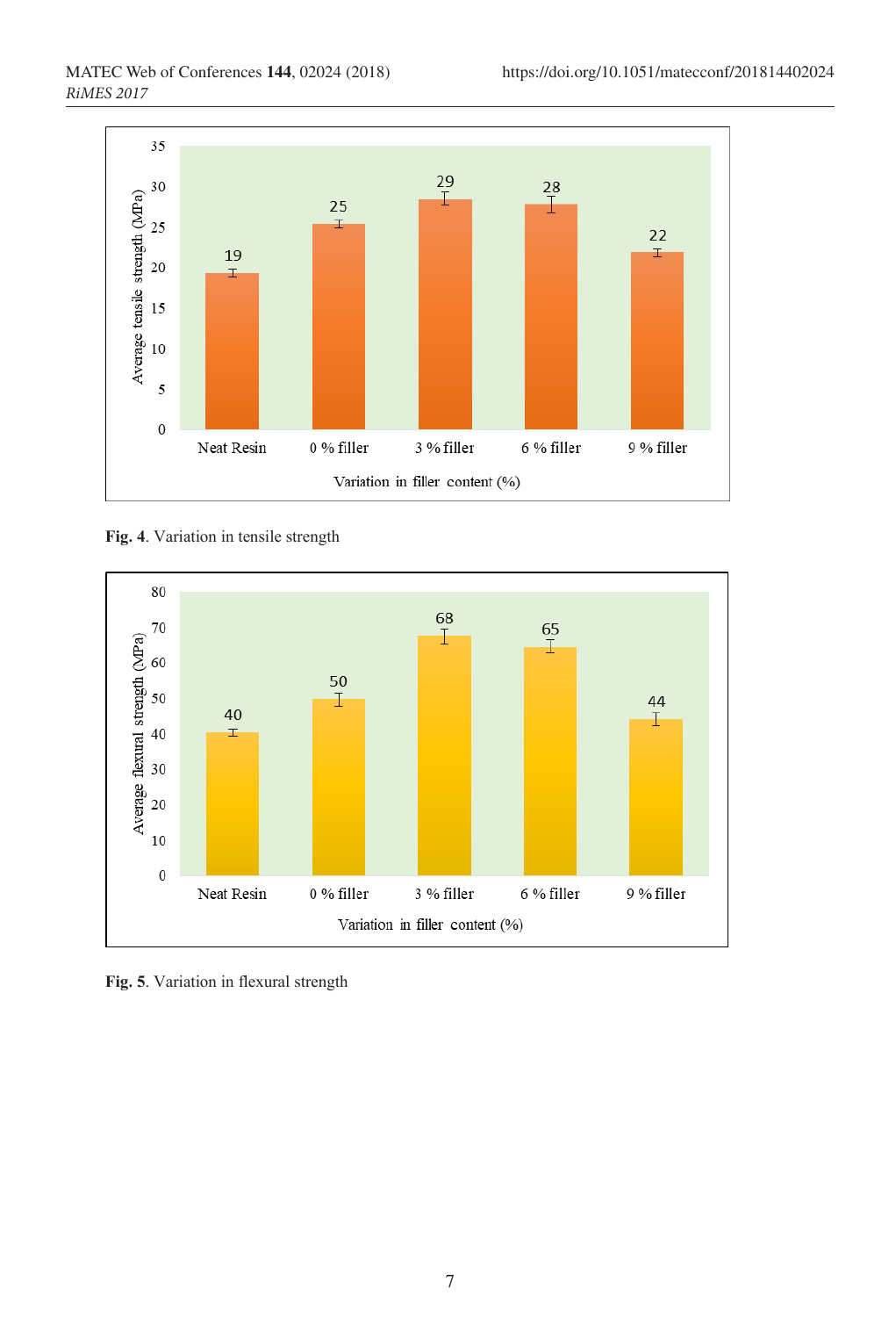35
30
25
20
15
10
5
0

Average tensile strength (MPa)

19
25
29
28
22

Neat Resin
0 % filler
3 % filler
6 % filler
9 % filler

Variation in filler content (%)

**Fig. 4**. Variation in tensile strength

80
70
60
50
40
30
20
10
0

Average flexural strength (MPa)

40
50
68
65
44

Neat Resin
0 % filler
3 % filler
6 % filler
9 % filler

Variation in filler content (%)

**Fig. 5**. Variation in flexural strength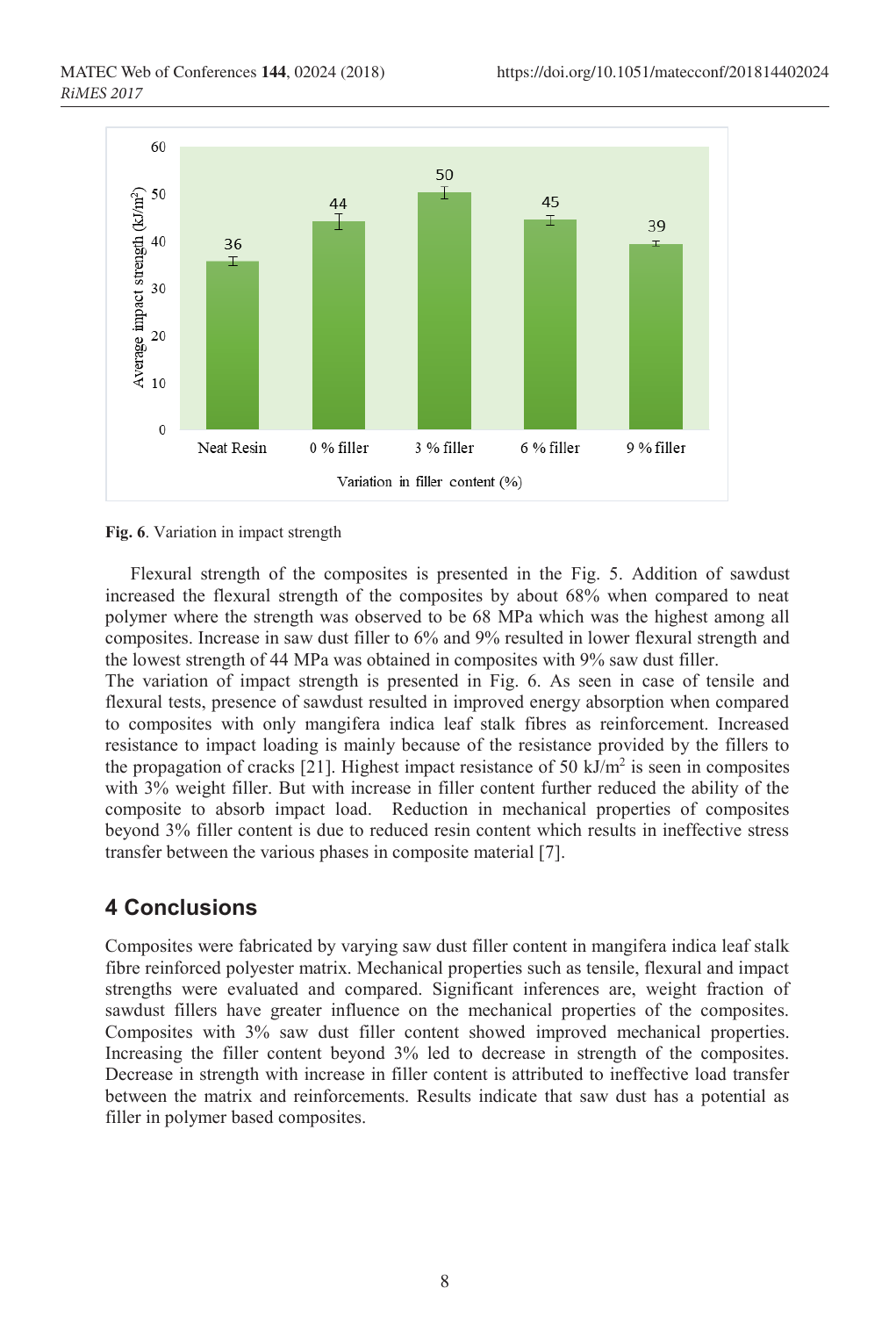60
50
40
30
20
10
0

Average impact strength (kJ/m²)

36
44
50
45
39

Neat Resin
0 % filler
3 % filler
6 % filler
9 % filler

Variation in filler content (%)

**Fig. 6**. Variation in impact strength

Flexural strength of the composites is presented in the Fig. 5. Addition of sawdust increased the flexural strength of the composites by about 68% when compared to neat polymer where the strength was observed to be 68 MPa which was the highest among all composites. Increase in saw dust filler to 6% and 9% resulted in lower flexural strength and the lowest strength of 44 MPa was obtained in composites with 9% saw dust filler.

The variation of impact strength is presented in Fig. 6. As seen in case of tensile and flexural tests, presence of sawdust resulted in improved energy absorption when compared to composites with only mangifera indica leaf stalk fibres as reinforcement. Increased resistance to impact loading is mainly because of the resistance provided by the fillers to the propagation of cracks [21]. Highest impact resistance of 50 kJ/m$^2$ is seen in composites with 3% weight filler. But with increase in filler content further reduced the ability of the composite to absorb impact load. Reduction in mechanical properties of composites beyond 3% filler content is due to reduced resin content which results in ineffective stress transfer between the various phases in composite material [7].

## 4 Conclusions

Composites were fabricated by varying saw dust filler content in mangifera indica leaf stalk fibre reinforced polyester matrix. Mechanical properties such as tensile, flexural and impact strengths were evaluated and compared. Significant inferences are, weight fraction of sawdust fillers have greater influence on the mechanical properties of the composites. Composites with 3% saw dust filler content showed improved mechanical properties. Increasing the filler content beyond 3% led to decrease in strength of the composites. Decrease in strength with increase in filler content is attributed to ineffective load transfer between the matrix and reinforcements. Results indicate that saw dust has a potential as filler in polymer based composites.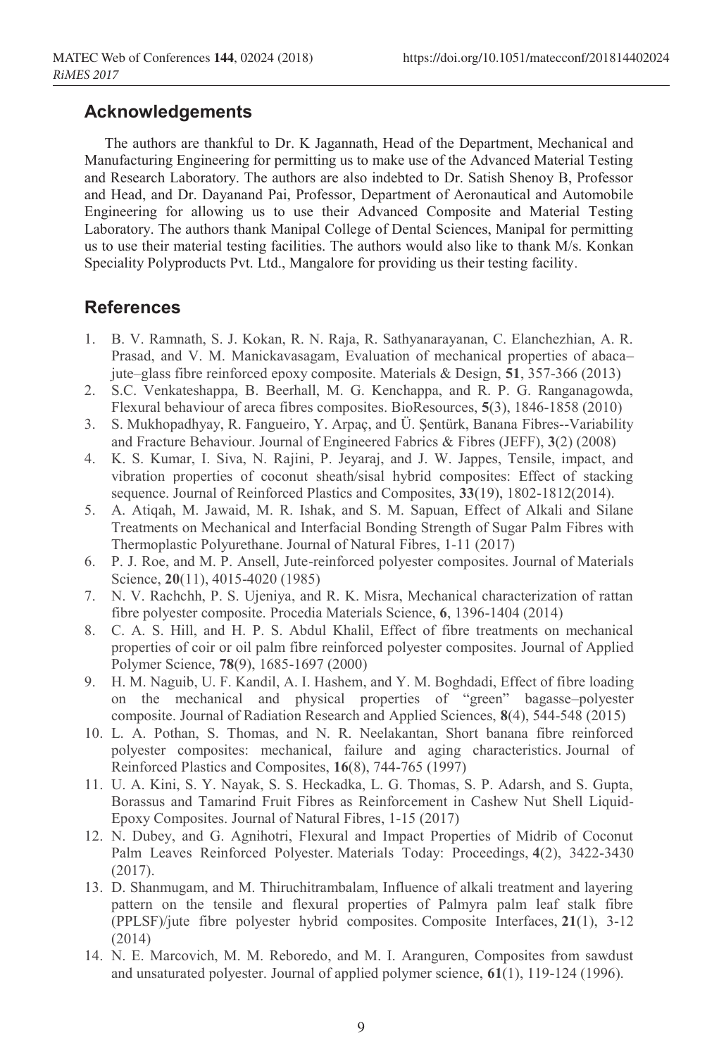## Acknowledgements

The authors are thankful to Dr. K Jagannath, Head of the Department, Mechanical and Manufacturing Engineering for permitting us to make use of the Advanced Material Testing and Research Laboratory. The authors are also indebted to Dr. Satish Shenoy B, Professor and Head, and Dr. Dayanand Pai, Professor, Department of Aeronautical and Automobile Engineering for allowing us to use their Advanced Composite and Material Testing Laboratory. The authors thank Manipal College of Dental Sciences, Manipal for permitting us to use their material testing facilities. The authors would also like to thank M/s. Konkan Speciality Polyproducts Pvt. Ltd., Mangalore for providing us their testing facility.

## References

1. B. V. Ramnath, S. J. Kokan, R. N. Raja, R. Sathyanarayanan, C. Elanchezhian, A. R. Prasad, and V. M. Manickavasagam, Evaluation of mechanical properties of abaca–jute–glass fibre reinforced epoxy composite. Materials & Design, **51**, 357-366 (2013)
2. S.C. Venkateshappa, B. Beerhall, M. G. Kenchappa, and R. P. G. Ranganagowda, Flexural behaviour of areca fibres composites. BioResources, **5**(3), 1846-1858 (2010)
3. S. Mukhopadhyay, R. Fangueiro, Y. Arpaç, and Ü. Şentürk, Banana Fibres--Variability and Fracture Behaviour. Journal of Engineered Fabrics & Fibres (JEFF), **3**(2) (2008)
4. K. S. Kumar, I. Siva, N. Rajini, P. Jeyaraj, and J. W. Jappes, Tensile, impact, and vibration properties of coconut sheath/sisal hybrid composites: Effect of stacking sequence. Journal of Reinforced Plastics and Composites, **33**(19), 1802-1812(2014).
5. A. Atiqah, M. Jawaid, M. R. Ishak, and S. M. Sapuan, Effect of Alkali and Silane Treatments on Mechanical and Interfacial Bonding Strength of Sugar Palm Fibres with Thermoplastic Polyurethane. Journal of Natural Fibres, 1-11 (2017)
6. P. J. Roe, and M. P. Ansell, Jute-reinforced polyester composites. Journal of Materials Science, **20**(11), 4015-4020 (1985)
7. N. V. Rachchh, P. S. Ujeniya, and R. K. Misra, Mechanical characterization of rattan fibre polyester composite. Procedia Materials Science, **6**, 1396-1404 (2014)
8. C. A. S. Hill, and H. P. S. Abdul Khalil, Effect of fibre treatments on mechanical properties of coir or oil palm fibre reinforced polyester composites. Journal of Applied Polymer Science, **78**(9), 1685-1697 (2000)
9. H. M. Naguib, U. F. Kandil, A. I. Hashem, and Y. M. Boghdadi, Effect of fibre loading on the mechanical and physical properties of "green" bagasse–polyester composite. Journal of Radiation Research and Applied Sciences, **8**(4), 544-548 (2015)
10. L. A. Pothan, S. Thomas, and N. R. Neelakantan, Short banana fibre reinforced polyester composites: mechanical, failure and aging characteristics. Journal of Reinforced Plastics and Composites, **16**(8), 744-765 (1997)
11. U. A. Kini, S. Y. Nayak, S. S. Heckadka, L. G. Thomas, S. P. Adarsh, and S. Gupta, Borassus and Tamarind Fruit Fibres as Reinforcement in Cashew Nut Shell Liquid-Epoxy Composites. Journal of Natural Fibres, 1-15 (2017)
12. N. Dubey, and G. Agnihotri, Flexural and Impact Properties of Midrib of Coconut Palm Leaves Reinforced Polyester. Materials Today: Proceedings, **4**(2), 3422-3430 (2017).
13. D. Shanmugam, and M. Thiruchitrambalam, Influence of alkali treatment and layering pattern on the tensile and flexural properties of Palmyra palm leaf stalk fibre (PPLSF)/jute fibre polyester hybrid composites. Composite Interfaces, **21**(1), 3-12 (2014)
14. N. E. Marcovich, M. M. Reboredo, and M. I. Aranguren, Composites from sawdust and unsaturated polyester. Journal of applied polymer science, **61**(1), 119-124 (1996).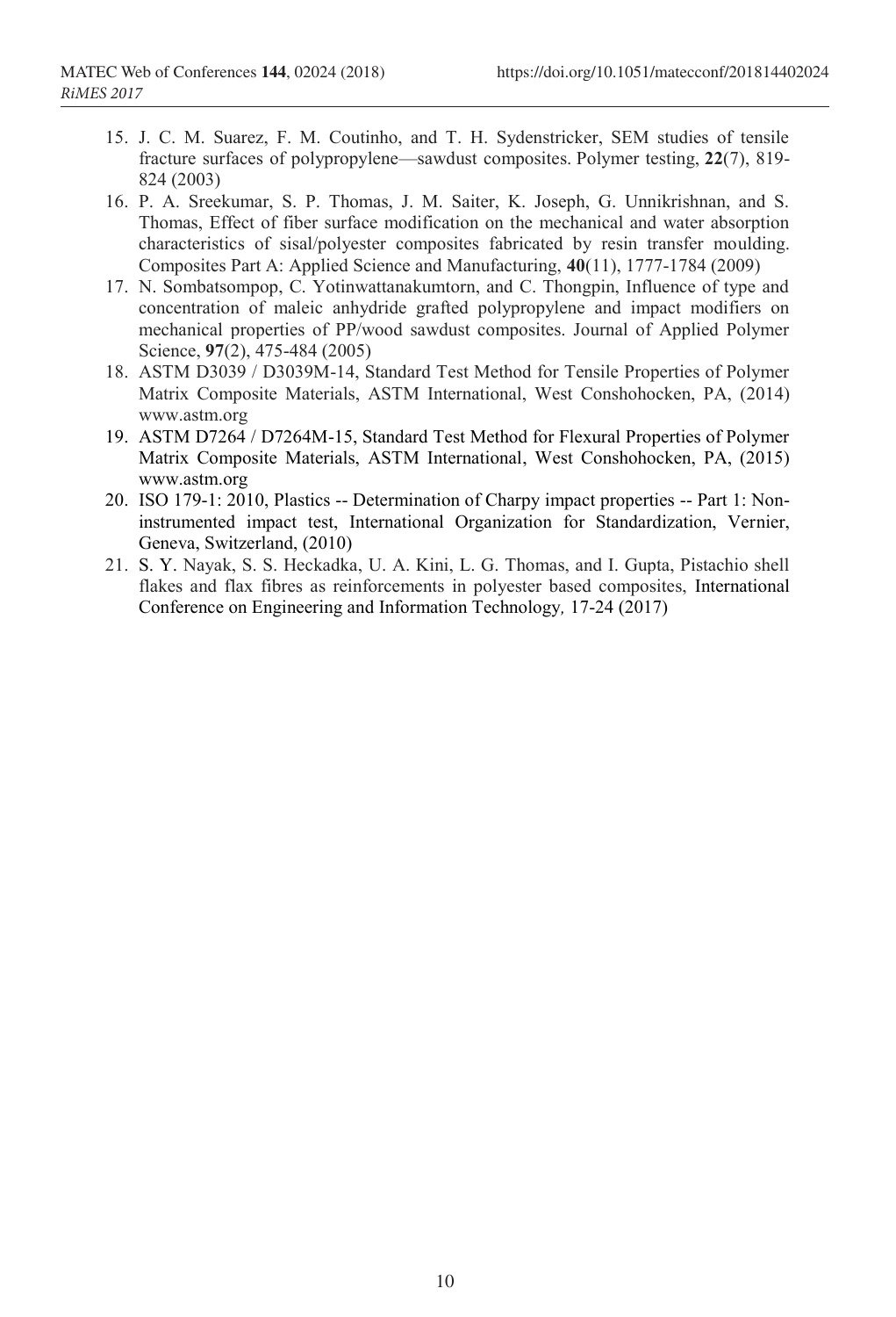15. J. C. M. Suarez, F. M. Coutinho, and T. H. Sydenstricker, SEM studies of tensile fracture surfaces of polypropylene—sawdust composites. Polymer testing, **22**(7), 819-824 (2003)
16. P. A. Sreekumar, S. P. Thomas, J. M. Saiter, K. Joseph, G. Unnikrishnan, and S. Thomas, Effect of fiber surface modification on the mechanical and water absorption characteristics of sisal/polyester composites fabricated by resin transfer moulding. Composites Part A: Applied Science and Manufacturing, **40**(11), 1777-1784 (2009)
17. N. Sombatsompop, C. Yotinwattanakumtorn, and C. Thongpin, Influence of type and concentration of maleic anhydride grafted polypropylene and impact modifiers on mechanical properties of PP/wood sawdust composites. Journal of Applied Polymer Science, **97**(2), 475-484 (2005)
18. ASTM D3039 / D3039M-14, Standard Test Method for Tensile Properties of Polymer Matrix Composite Materials, ASTM International, West Conshohocken, PA, (2014) www.astm.org
19. ASTM D7264 / D7264M-15, Standard Test Method for Flexural Properties of Polymer Matrix Composite Materials, ASTM International, West Conshohocken, PA, (2015) www.astm.org
20. ISO 179-1: 2010, Plastics -- Determination of Charpy impact properties -- Part 1: Non-instrumented impact test, International Organization for Standardization, Vernier, Geneva, Switzerland, (2010)
21. S. Y. Nayak, S. S. Heckadka, U. A. Kini, L. G. Thomas, and I. Gupta, Pistachio shell flakes and flax fibres as reinforcements in polyester based composites, International Conference on Engineering and Information Technology*,* 17-24 (2017)